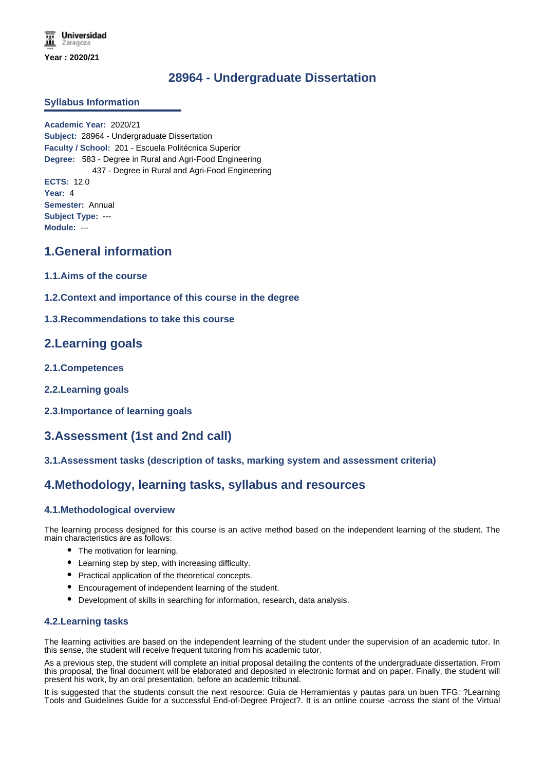Universidad Zaragoza

**Year : 2020/21**

# 28964 - Undergraduate Dissertation

## Syllabus Information

**Academic Year:** 2020/21
**Subject:** 28964 - Undergraduate Dissertation
**Faculty / School:** 201 - Escuela Politécnica Superior
**Degree:** 583 - Degree in Rural and Agri-Food Engineering
437 - Degree in Rural and Agri-Food Engineering
**ECTS:** 12.0
**Year:** 4
**Semester:** Annual
**Subject Type:** ---
**Module:** ---

## 1.General information

### 1.1.Aims of the course

### 1.2.Context and importance of this course in the degree

### 1.3.Recommendations to take this course

## 2.Learning goals

### 2.1.Competences

### 2.2.Learning goals

### 2.3.Importance of learning goals

## 3.Assessment (1st and 2nd call)

### 3.1.Assessment tasks (description of tasks, marking system and assessment criteria)

## 4.Methodology, learning tasks, syllabus and resources

### 4.1.Methodological overview

The learning process designed for this course is an active method based on the independent learning of the student. The main characteristics are as follows:

- The motivation for learning.
- Learning step by step, with increasing difficulty.
- Practical application of the theoretical concepts.
- Encouragement of independent learning of the student.
- Development of skills in searching for information, research, data analysis.

### 4.2.Learning tasks

The learning activities are based on the independent learning of the student under the supervision of an academic tutor. In this sense, the student will receive frequent tutoring from his academic tutor.

As a previous step, the student will complete an initial proposal detailing the contents of the undergraduate dissertation. From this proposal, the final document will be elaborated and deposited in electronic format and on paper. Finally, the student will present his work, by an oral presentation, before an academic tribunal.

It is suggested that the students consult the next resource: Guía de Herramientas y pautas para un buen TFG: ?Learning Tools and Guidelines Guide for a successful End-of-Degree Project?. It is an online course -across the slant of the Virtual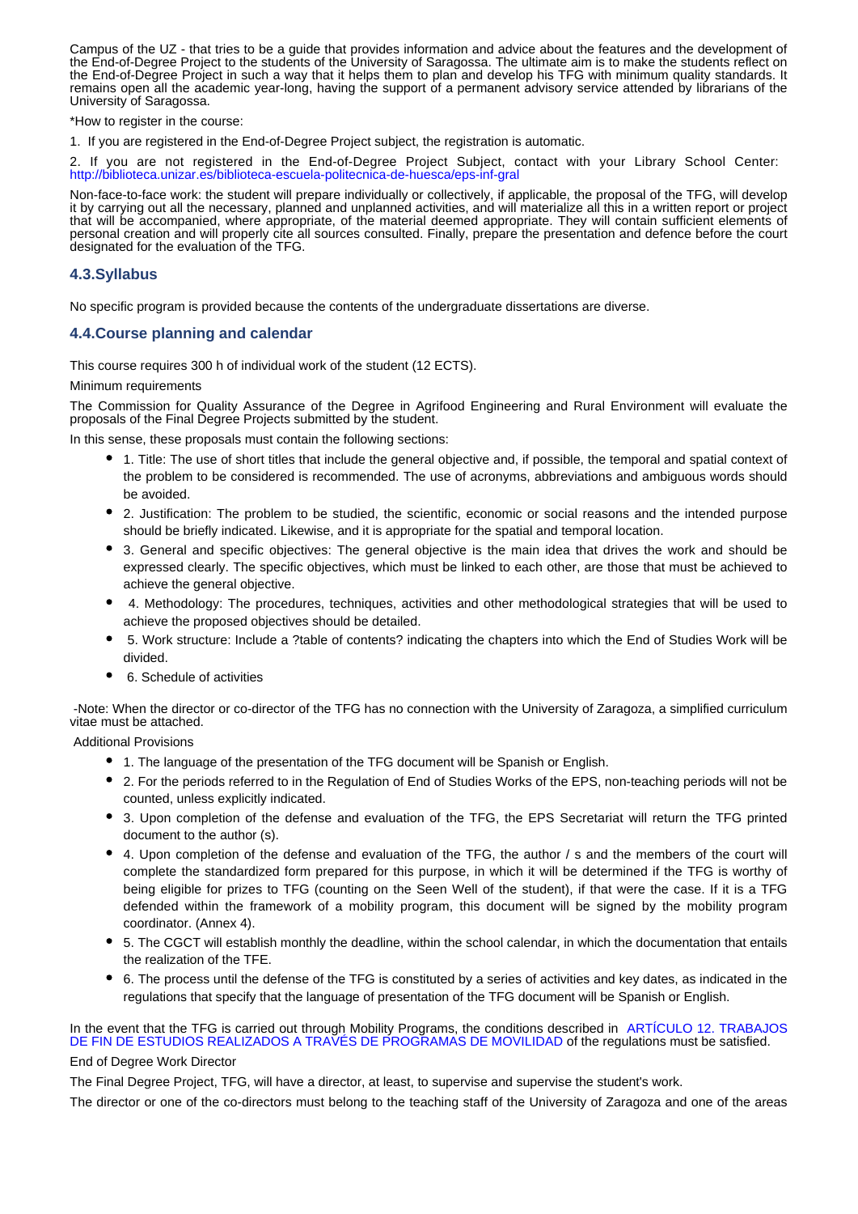Campus of the UZ - that tries to be a guide that provides information and advice about the features and the development of the End-of-Degree Project to the students of the University of Saragossa. The ultimate aim is to make the students reflect on the End-of-Degree Project in such a way that it helps them to plan and develop his TFG with minimum quality standards. It remains open all the academic year-long, having the support of a permanent advisory service attended by librarians of the University of Saragossa.

*How to register in the course:

1. If you are registered in the End-of-Degree Project subject, the registration is automatic.

2. If you are not registered in the End-of-Degree Project Subject, contact with your Library School Center: http://biblioteca.unizar.es/biblioteca-escuela-politecnica-de-huesca/eps-inf-gral

Non-face-to-face work: the student will prepare individually or collectively, if applicable, the proposal of the TFG, will develop it by carrying out all the necessary, planned and unplanned activities, and will materialize all this in a written report or project that will be accompanied, where appropriate, of the material deemed appropriate. They will contain sufficient elements of personal creation and will properly cite all sources consulted. Finally, prepare the presentation and defence before the court designated for the evaluation of the TFG.

### 4.3.Syllabus

No specific program is provided because the contents of the undergraduate dissertations are diverse.

### 4.4.Course planning and calendar

This course requires 300 h of individual work of the student (12 ECTS).

Minimum requirements

The Commission for Quality Assurance of the Degree in Agrifood Engineering and Rural Environment will evaluate the proposals of the Final Degree Projects submitted by the student.

In this sense, these proposals must contain the following sections:

- 1. Title: The use of short titles that include the general objective and, if possible, the temporal and spatial context of the problem to be considered is recommended. The use of acronyms, abbreviations and ambiguous words should be avoided.
- 2. Justification: The problem to be studied, the scientific, economic or social reasons and the intended purpose should be briefly indicated. Likewise, and it is appropriate for the spatial and temporal location.
- 3. General and specific objectives: The general objective is the main idea that drives the work and should be expressed clearly. The specific objectives, which must be linked to each other, are those that must be achieved to achieve the general objective.
- 4. Methodology: The procedures, techniques, activities and other methodological strategies that will be used to achieve the proposed objectives should be detailed.
- 5. Work structure: Include a ?table of contents? indicating the chapters into which the End of Studies Work will be divided.
- 6. Schedule of activities

-Note: When the director or co-director of the TFG has no connection with the University of Zaragoza, a simplified curriculum vitae must be attached.

Additional Provisions

- 1. The language of the presentation of the TFG document will be Spanish or English.
- 2. For the periods referred to in the Regulation of End of Studies Works of the EPS, non-teaching periods will not be counted, unless explicitly indicated.
- 3. Upon completion of the defense and evaluation of the TFG, the EPS Secretariat will return the TFG printed document to the author (s).
- 4. Upon completion of the defense and evaluation of the TFG, the author / s and the members of the court will complete the standardized form prepared for this purpose, in which it will be determined if the TFG is worthy of being eligible for prizes to TFG (counting on the Seen Well of the student), if that were the case. If it is a TFG defended within the framework of a mobility program, this document will be signed by the mobility program coordinator. (Annex 4).
- 5. The CGCT will establish monthly the deadline, within the school calendar, in which the documentation that entails the realization of the TFE.
- 6. The process until the defense of the TFG is constituted by a series of activities and key dates, as indicated in the regulations that specify that the language of presentation of the TFG document will be Spanish or English.

In the event that the TFG is carried out through Mobility Programs, the conditions described in ARTÍCULO 12. TRABAJOS DE FIN DE ESTUDIOS REALIZADOS A TRAVÉS DE PROGRAMAS DE MOVILIDAD of the regulations must be satisfied.

End of Degree Work Director

The Final Degree Project, TFG, will have a director, at least, to supervise and supervise the student's work.

The director or one of the co-directors must belong to the teaching staff of the University of Zaragoza and one of the areas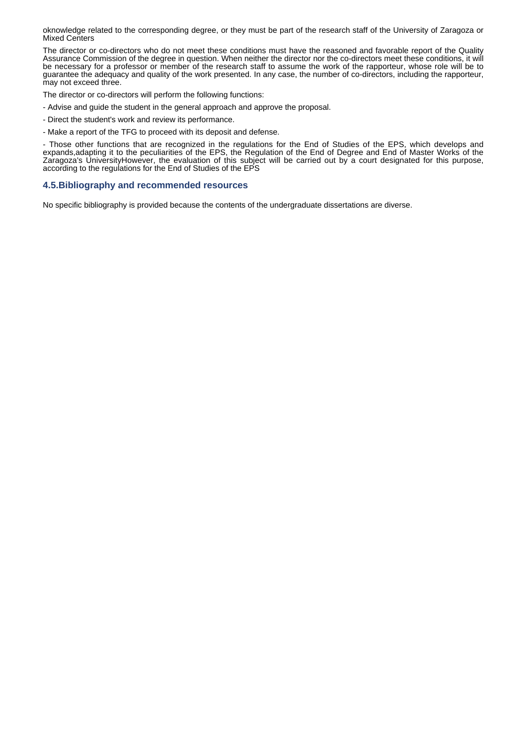oknowledge related to the corresponding degree, or they must be part of the research staff of the University of Zaragoza or Mixed Centers

The director or co-directors who do not meet these conditions must have the reasoned and favorable report of the Quality Assurance Commission of the degree in question. When neither the director nor the co-directors meet these conditions, it will be necessary for a professor or member of the research staff to assume the work of the rapporteur, whose role will be to guarantee the adequacy and quality of the work presented. In any case, the number of co-directors, including the rapporteur, may not exceed three.

The director or co-directors will perform the following functions:

- Advise and guide the student in the general approach and approve the proposal.

- Direct the student's work and review its performance.

- Make a report of the TFG to proceed with its deposit and defense.

- Those other functions that are recognized in the regulations for the End of Studies of the EPS, which develops and expands,adapting it to the peculiarities of the EPS, the Regulation of the End of Degree and End of Master Works of the Zaragoza's UniversityHowever, the evaluation of this subject will be carried out by a court designated for this purpose, according to the regulations for the End of Studies of the EPS

### 4.5.Bibliography and recommended resources

No specific bibliography is provided because the contents of the undergraduate dissertations are diverse.